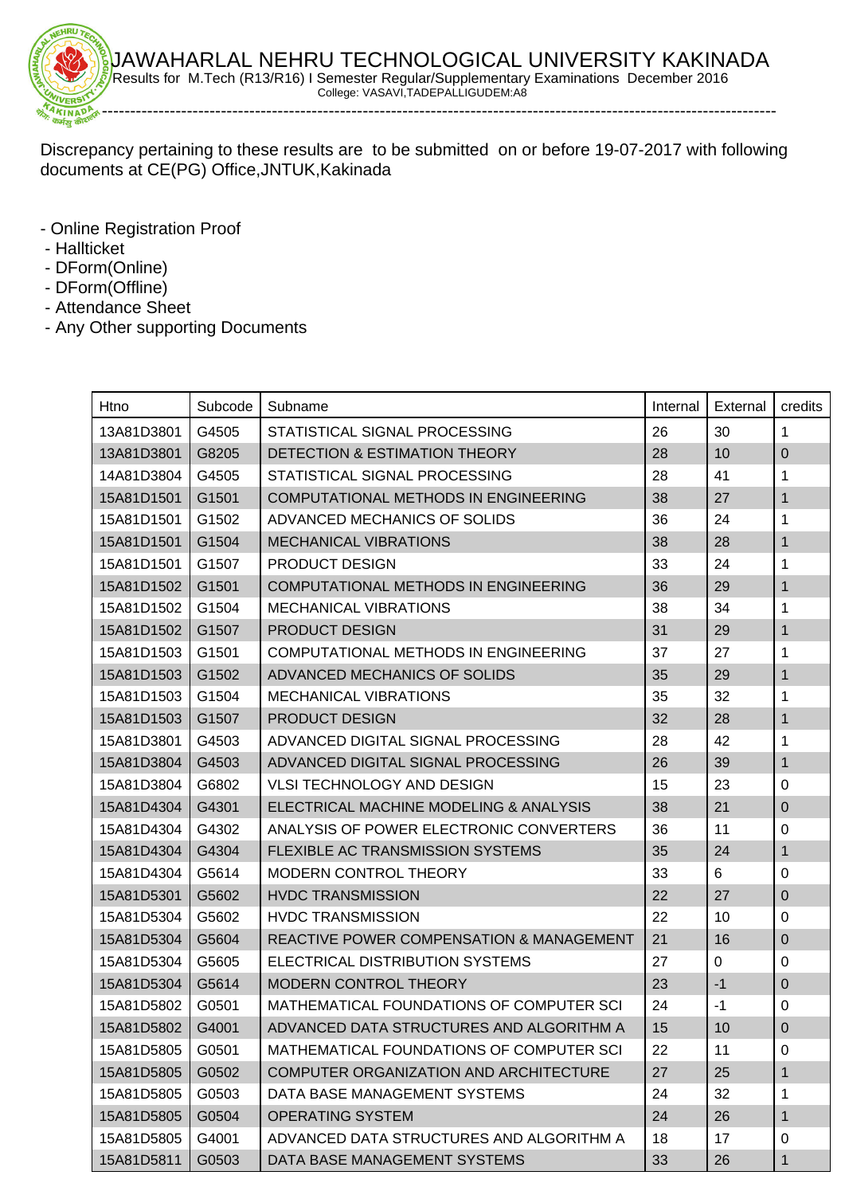# JAWAHARLAL NEHRU TECHNOLOGICAL UNIVERSITY KAKINADA

Results for M.Tech (R13/R16) I Semester Regular/Supplementary Examinations December 2016

College: VASAVI,TADEPALLIGUDEM:A8

---

Discrepancy pertaining to these results are to be submitted on or before 19-07-2017 with following documents at CE(PG) Office,JNTUK,Kakinada

- Online Registration Proof
- Hallticket
- DForm(Online)
- DForm(Offline)
- Attendance Sheet
- Any Other supporting Documents

| Htno | Subcode | Subname | Internal | External | credits |
|---|---|---|---|---|---|
| 13A81D3801 | G4505 | STATISTICAL SIGNAL PROCESSING | 26 | 30 | 1 |
| 13A81D3801 | G8205 | DETECTION & ESTIMATION THEORY | 28 | 10 | 0 |
| 14A81D3804 | G4505 | STATISTICAL SIGNAL PROCESSING | 28 | 41 | 1 |
| 15A81D1501 | G1501 | COMPUTATIONAL METHODS IN ENGINEERING | 38 | 27 | 1 |
| 15A81D1501 | G1502 | ADVANCED MECHANICS OF SOLIDS | 36 | 24 | 1 |
| 15A81D1501 | G1504 | MECHANICAL VIBRATIONS | 38 | 28 | 1 |
| 15A81D1501 | G1507 | PRODUCT DESIGN | 33 | 24 | 1 |
| 15A81D1502 | G1501 | COMPUTATIONAL METHODS IN ENGINEERING | 36 | 29 | 1 |
| 15A81D1502 | G1504 | MECHANICAL VIBRATIONS | 38 | 34 | 1 |
| 15A81D1502 | G1507 | PRODUCT DESIGN | 31 | 29 | 1 |
| 15A81D1503 | G1501 | COMPUTATIONAL METHODS IN ENGINEERING | 37 | 27 | 1 |
| 15A81D1503 | G1502 | ADVANCED MECHANICS OF SOLIDS | 35 | 29 | 1 |
| 15A81D1503 | G1504 | MECHANICAL VIBRATIONS | 35 | 32 | 1 |
| 15A81D1503 | G1507 | PRODUCT DESIGN | 32 | 28 | 1 |
| 15A81D3801 | G4503 | ADVANCED DIGITAL SIGNAL PROCESSING | 28 | 42 | 1 |
| 15A81D3804 | G4503 | ADVANCED DIGITAL SIGNAL PROCESSING | 26 | 39 | 1 |
| 15A81D3804 | G6802 | VLSI TECHNOLOGY AND DESIGN | 15 | 23 | 0 |
| 15A81D4304 | G4301 | ELECTRICAL MACHINE MODELING & ANALYSIS | 38 | 21 | 0 |
| 15A81D4304 | G4302 | ANALYSIS OF POWER ELECTRONIC CONVERTERS | 36 | 11 | 0 |
| 15A81D4304 | G4304 | FLEXIBLE AC TRANSMISSION SYSTEMS | 35 | 24 | 1 |
| 15A81D4304 | G5614 | MODERN CONTROL THEORY | 33 | 6 | 0 |
| 15A81D5301 | G5602 | HVDC TRANSMISSION | 22 | 27 | 0 |
| 15A81D5304 | G5602 | HVDC TRANSMISSION | 22 | 10 | 0 |
| 15A81D5304 | G5604 | REACTIVE POWER COMPENSATION & MANAGEMENT | 21 | 16 | 0 |
| 15A81D5304 | G5605 | ELECTRICAL DISTRIBUTION SYSTEMS | 27 | 0 | 0 |
| 15A81D5304 | G5614 | MODERN CONTROL THEORY | 23 | -1 | 0 |
| 15A81D5802 | G0501 | MATHEMATICAL FOUNDATIONS OF COMPUTER SCI | 24 | -1 | 0 |
| 15A81D5802 | G4001 | ADVANCED DATA STRUCTURES AND ALGORITHM A | 15 | 10 | 0 |
| 15A81D5805 | G0501 | MATHEMATICAL FOUNDATIONS OF COMPUTER SCI | 22 | 11 | 0 |
| 15A81D5805 | G0502 | COMPUTER ORGANIZATION AND ARCHITECTURE | 27 | 25 | 1 |
| 15A81D5805 | G0503 | DATA BASE MANAGEMENT SYSTEMS | 24 | 32 | 1 |
| 15A81D5805 | G0504 | OPERATING SYSTEM | 24 | 26 | 1 |
| 15A81D5805 | G4001 | ADVANCED DATA STRUCTURES AND ALGORITHM A | 18 | 17 | 0 |
| 15A81D5811 | G0503 | DATA BASE MANAGEMENT SYSTEMS | 33 | 26 | 1 |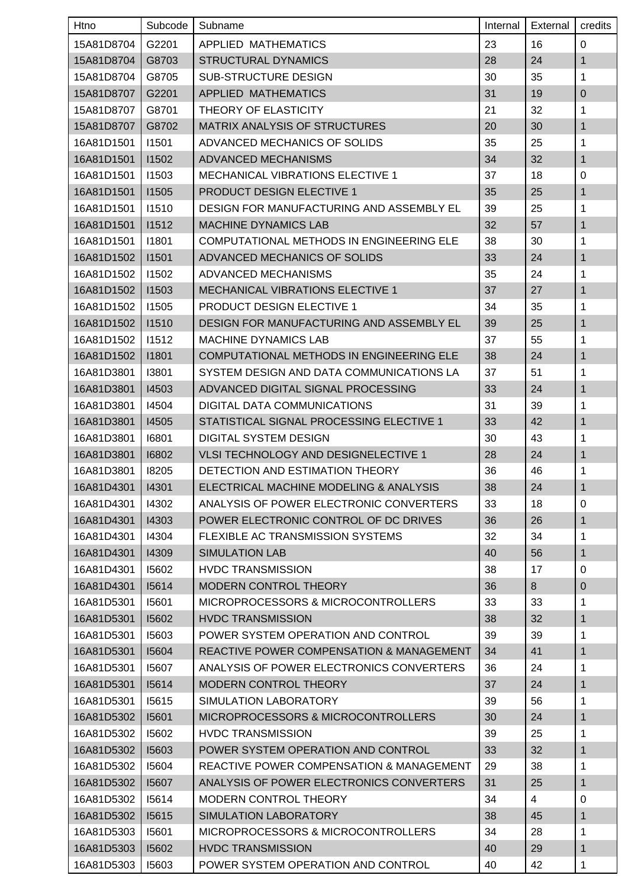| Htno | Subcode | Subname | Internal | External | credits |
|---|---|---|---|---|---|
| 15A81D8704 | G2201 | APPLIED MATHEMATICS | 23 | 16 | 0 |
| 15A81D8704 | G8703 | STRUCTURAL DYNAMICS | 28 | 24 | 1 |
| 15A81D8704 | G8705 | SUB-STRUCTURE DESIGN | 30 | 35 | 1 |
| 15A81D8707 | G2201 | APPLIED MATHEMATICS | 31 | 19 | 0 |
| 15A81D8707 | G8701 | THEORY OF ELASTICITY | 21 | 32 | 1 |
| 15A81D8707 | G8702 | MATRIX ANALYSIS OF STRUCTURES | 20 | 30 | 1 |
| 16A81D1501 | I1501 | ADVANCED MECHANICS OF SOLIDS | 35 | 25 | 1 |
| 16A81D1501 | I1502 | ADVANCED MECHANISMS | 34 | 32 | 1 |
| 16A81D1501 | I1503 | MECHANICAL VIBRATIONS ELECTIVE 1 | 37 | 18 | 0 |
| 16A81D1501 | I1505 | PRODUCT DESIGN ELECTIVE 1 | 35 | 25 | 1 |
| 16A81D1501 | I1510 | DESIGN FOR MANUFACTURING AND ASSEMBLY EL | 39 | 25 | 1 |
| 16A81D1501 | I1512 | MACHINE DYNAMICS LAB | 32 | 57 | 1 |
| 16A81D1501 | I1801 | COMPUTATIONAL METHODS IN ENGINEERING ELE | 38 | 30 | 1 |
| 16A81D1502 | I1501 | ADVANCED MECHANICS OF SOLIDS | 33 | 24 | 1 |
| 16A81D1502 | I1502 | ADVANCED MECHANISMS | 35 | 24 | 1 |
| 16A81D1502 | I1503 | MECHANICAL VIBRATIONS ELECTIVE 1 | 37 | 27 | 1 |
| 16A81D1502 | I1505 | PRODUCT DESIGN ELECTIVE 1 | 34 | 35 | 1 |
| 16A81D1502 | I1510 | DESIGN FOR MANUFACTURING AND ASSEMBLY EL | 39 | 25 | 1 |
| 16A81D1502 | I1512 | MACHINE DYNAMICS LAB | 37 | 55 | 1 |
| 16A81D1502 | I1801 | COMPUTATIONAL METHODS IN ENGINEERING ELE | 38 | 24 | 1 |
| 16A81D3801 | I3801 | SYSTEM DESIGN AND DATA COMMUNICATIONS LA | 37 | 51 | 1 |
| 16A81D3801 | I4503 | ADVANCED DIGITAL SIGNAL PROCESSING | 33 | 24 | 1 |
| 16A81D3801 | I4504 | DIGITAL DATA COMMUNICATIONS | 31 | 39 | 1 |
| 16A81D3801 | I4505 | STATISTICAL SIGNAL PROCESSING ELECTIVE 1 | 33 | 42 | 1 |
| 16A81D3801 | I6801 | DIGITAL SYSTEM DESIGN | 30 | 43 | 1 |
| 16A81D3801 | I6802 | VLSI TECHNOLOGY AND DESIGNELECTIVE 1 | 28 | 24 | 1 |
| 16A81D3801 | I8205 | DETECTION AND ESTIMATION THEORY | 36 | 46 | 1 |
| 16A81D4301 | I4301 | ELECTRICAL MACHINE MODELING & ANALYSIS | 38 | 24 | 1 |
| 16A81D4301 | I4302 | ANALYSIS OF POWER ELECTRONIC CONVERTERS | 33 | 18 | 0 |
| 16A81D4301 | I4303 | POWER ELECTRONIC CONTROL OF DC DRIVES | 36 | 26 | 1 |
| 16A81D4301 | I4304 | FLEXIBLE AC TRANSMISSION SYSTEMS | 32 | 34 | 1 |
| 16A81D4301 | I4309 | SIMULATION LAB | 40 | 56 | 1 |
| 16A81D4301 | I5602 | HVDC TRANSMISSION | 38 | 17 | 0 |
| 16A81D4301 | I5614 | MODERN CONTROL THEORY | 36 | 8 | 0 |
| 16A81D5301 | I5601 | MICROPROCESSORS & MICROCONTROLLERS | 33 | 33 | 1 |
| 16A81D5301 | I5602 | HVDC TRANSMISSION | 38 | 32 | 1 |
| 16A81D5301 | I5603 | POWER SYSTEM OPERATION AND CONTROL | 39 | 39 | 1 |
| 16A81D5301 | I5604 | REACTIVE POWER COMPENSATION & MANAGEMENT | 34 | 41 | 1 |
| 16A81D5301 | I5607 | ANALYSIS OF POWER ELECTRONICS CONVERTERS | 36 | 24 | 1 |
| 16A81D5301 | I5614 | MODERN CONTROL THEORY | 37 | 24 | 1 |
| 16A81D5301 | I5615 | SIMULATION LABORATORY | 39 | 56 | 1 |
| 16A81D5302 | I5601 | MICROPROCESSORS & MICROCONTROLLERS | 30 | 24 | 1 |
| 16A81D5302 | I5602 | HVDC TRANSMISSION | 39 | 25 | 1 |
| 16A81D5302 | I5603 | POWER SYSTEM OPERATION AND CONTROL | 33 | 32 | 1 |
| 16A81D5302 | I5604 | REACTIVE POWER COMPENSATION & MANAGEMENT | 29 | 38 | 1 |
| 16A81D5302 | I5607 | ANALYSIS OF POWER ELECTRONICS CONVERTERS | 31 | 25 | 1 |
| 16A81D5302 | I5614 | MODERN CONTROL THEORY | 34 | 4 | 0 |
| 16A81D5302 | I5615 | SIMULATION LABORATORY | 38 | 45 | 1 |
| 16A81D5303 | I5601 | MICROPROCESSORS & MICROCONTROLLERS | 34 | 28 | 1 |
| 16A81D5303 | I5602 | HVDC TRANSMISSION | 40 | 29 | 1 |
| 16A81D5303 | I5603 | POWER SYSTEM OPERATION AND CONTROL | 40 | 42 | 1 |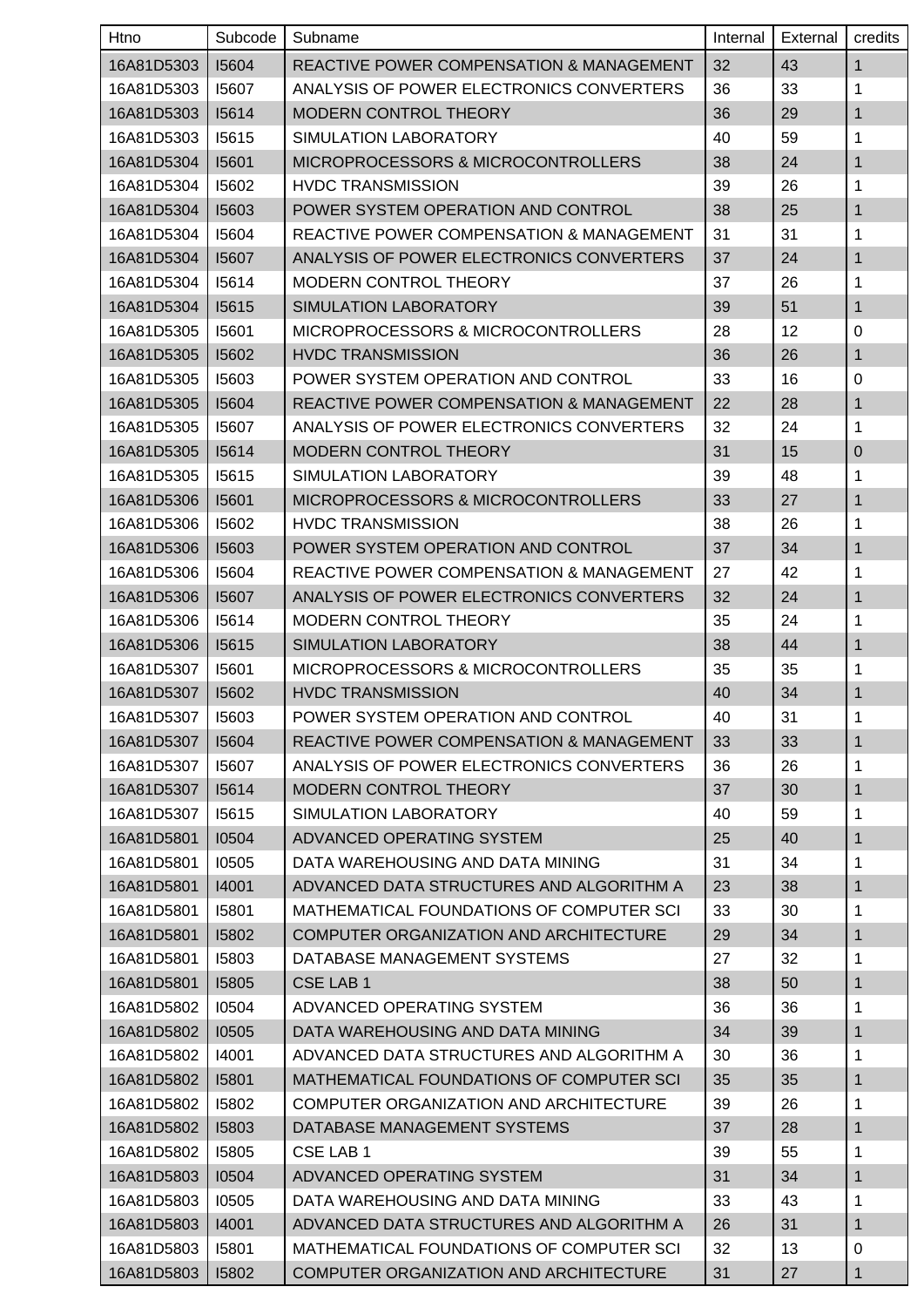| Htno | Subcode | Subname | Internal | External | credits |
|---|---|---|---|---|---|
| 16A81D5303 | I5604 | REACTIVE POWER COMPENSATION & MANAGEMENT | 32 | 43 | 1 |
| 16A81D5303 | I5607 | ANALYSIS OF POWER ELECTRONICS CONVERTERS | 36 | 33 | 1 |
| 16A81D5303 | I5614 | MODERN CONTROL THEORY | 36 | 29 | 1 |
| 16A81D5303 | I5615 | SIMULATION LABORATORY | 40 | 59 | 1 |
| 16A81D5304 | I5601 | MICROPROCESSORS & MICROCONTROLLERS | 38 | 24 | 1 |
| 16A81D5304 | I5602 | HVDC TRANSMISSION | 39 | 26 | 1 |
| 16A81D5304 | I5603 | POWER SYSTEM OPERATION AND CONTROL | 38 | 25 | 1 |
| 16A81D5304 | I5604 | REACTIVE POWER COMPENSATION & MANAGEMENT | 31 | 31 | 1 |
| 16A81D5304 | I5607 | ANALYSIS OF POWER ELECTRONICS CONVERTERS | 37 | 24 | 1 |
| 16A81D5304 | I5614 | MODERN CONTROL THEORY | 37 | 26 | 1 |
| 16A81D5304 | I5615 | SIMULATION LABORATORY | 39 | 51 | 1 |
| 16A81D5305 | I5601 | MICROPROCESSORS & MICROCONTROLLERS | 28 | 12 | 0 |
| 16A81D5305 | I5602 | HVDC TRANSMISSION | 36 | 26 | 1 |
| 16A81D5305 | I5603 | POWER SYSTEM OPERATION AND CONTROL | 33 | 16 | 0 |
| 16A81D5305 | I5604 | REACTIVE POWER COMPENSATION & MANAGEMENT | 22 | 28 | 1 |
| 16A81D5305 | I5607 | ANALYSIS OF POWER ELECTRONICS CONVERTERS | 32 | 24 | 1 |
| 16A81D5305 | I5614 | MODERN CONTROL THEORY | 31 | 15 | 0 |
| 16A81D5305 | I5615 | SIMULATION LABORATORY | 39 | 48 | 1 |
| 16A81D5306 | I5601 | MICROPROCESSORS & MICROCONTROLLERS | 33 | 27 | 1 |
| 16A81D5306 | I5602 | HVDC TRANSMISSION | 38 | 26 | 1 |
| 16A81D5306 | I5603 | POWER SYSTEM OPERATION AND CONTROL | 37 | 34 | 1 |
| 16A81D5306 | I5604 | REACTIVE POWER COMPENSATION & MANAGEMENT | 27 | 42 | 1 |
| 16A81D5306 | I5607 | ANALYSIS OF POWER ELECTRONICS CONVERTERS | 32 | 24 | 1 |
| 16A81D5306 | I5614 | MODERN CONTROL THEORY | 35 | 24 | 1 |
| 16A81D5306 | I5615 | SIMULATION LABORATORY | 38 | 44 | 1 |
| 16A81D5307 | I5601 | MICROPROCESSORS & MICROCONTROLLERS | 35 | 35 | 1 |
| 16A81D5307 | I5602 | HVDC TRANSMISSION | 40 | 34 | 1 |
| 16A81D5307 | I5603 | POWER SYSTEM OPERATION AND CONTROL | 40 | 31 | 1 |
| 16A81D5307 | I5604 | REACTIVE POWER COMPENSATION & MANAGEMENT | 33 | 33 | 1 |
| 16A81D5307 | I5607 | ANALYSIS OF POWER ELECTRONICS CONVERTERS | 36 | 26 | 1 |
| 16A81D5307 | I5614 | MODERN CONTROL THEORY | 37 | 30 | 1 |
| 16A81D5307 | I5615 | SIMULATION LABORATORY | 40 | 59 | 1 |
| 16A81D5801 | I0504 | ADVANCED OPERATING SYSTEM | 25 | 40 | 1 |
| 16A81D5801 | I0505 | DATA WAREHOUSING AND DATA MINING | 31 | 34 | 1 |
| 16A81D5801 | I4001 | ADVANCED DATA STRUCTURES AND ALGORITHM A | 23 | 38 | 1 |
| 16A81D5801 | I5801 | MATHEMATICAL FOUNDATIONS OF COMPUTER SCI | 33 | 30 | 1 |
| 16A81D5801 | I5802 | COMPUTER ORGANIZATION AND ARCHITECTURE | 29 | 34 | 1 |
| 16A81D5801 | I5803 | DATABASE MANAGEMENT SYSTEMS | 27 | 32 | 1 |
| 16A81D5801 | I5805 | CSE LAB 1 | 38 | 50 | 1 |
| 16A81D5802 | I0504 | ADVANCED OPERATING SYSTEM | 36 | 36 | 1 |
| 16A81D5802 | I0505 | DATA WAREHOUSING AND DATA MINING | 34 | 39 | 1 |
| 16A81D5802 | I4001 | ADVANCED DATA STRUCTURES AND ALGORITHM A | 30 | 36 | 1 |
| 16A81D5802 | I5801 | MATHEMATICAL FOUNDATIONS OF COMPUTER SCI | 35 | 35 | 1 |
| 16A81D5802 | I5802 | COMPUTER ORGANIZATION AND ARCHITECTURE | 39 | 26 | 1 |
| 16A81D5802 | I5803 | DATABASE MANAGEMENT SYSTEMS | 37 | 28 | 1 |
| 16A81D5802 | I5805 | CSE LAB 1 | 39 | 55 | 1 |
| 16A81D5803 | I0504 | ADVANCED OPERATING SYSTEM | 31 | 34 | 1 |
| 16A81D5803 | I0505 | DATA WAREHOUSING AND DATA MINING | 33 | 43 | 1 |
| 16A81D5803 | I4001 | ADVANCED DATA STRUCTURES AND ALGORITHM A | 26 | 31 | 1 |
| 16A81D5803 | I5801 | MATHEMATICAL FOUNDATIONS OF COMPUTER SCI | 32 | 13 | 0 |
| 16A81D5803 | I5802 | COMPUTER ORGANIZATION AND ARCHITECTURE | 31 | 27 | 1 |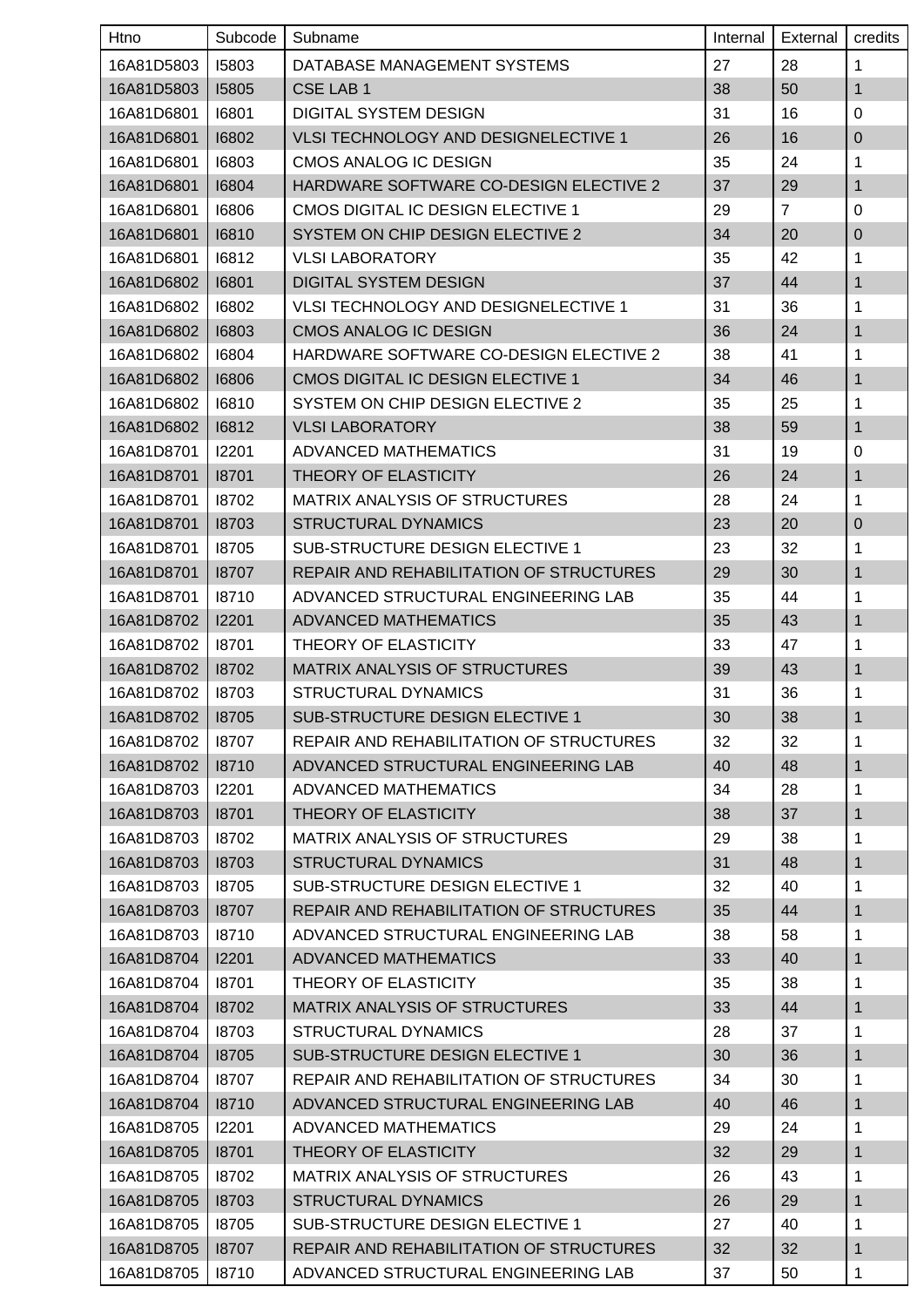| Htno | Subcode | Subname | Internal | External | credits |
|---|---|---|---|---|---|
| 16A81D5803 | I5803 | DATABASE MANAGEMENT SYSTEMS | 27 | 28 | 1 |
| 16A81D5803 | I5805 | CSE LAB 1 | 38 | 50 | 1 |
| 16A81D6801 | I6801 | DIGITAL SYSTEM DESIGN | 31 | 16 | 0 |
| 16A81D6801 | I6802 | VLSI TECHNOLOGY AND DESIGNELECTIVE 1 | 26 | 16 | 0 |
| 16A81D6801 | I6803 | CMOS ANALOG IC DESIGN | 35 | 24 | 1 |
| 16A81D6801 | I6804 | HARDWARE SOFTWARE CO-DESIGN ELECTIVE 2 | 37 | 29 | 1 |
| 16A81D6801 | I6806 | CMOS DIGITAL IC DESIGN ELECTIVE 1 | 29 | 7 | 0 |
| 16A81D6801 | I6810 | SYSTEM ON CHIP DESIGN ELECTIVE 2 | 34 | 20 | 0 |
| 16A81D6801 | I6812 | VLSI LABORATORY | 35 | 42 | 1 |
| 16A81D6802 | I6801 | DIGITAL SYSTEM DESIGN | 37 | 44 | 1 |
| 16A81D6802 | I6802 | VLSI TECHNOLOGY AND DESIGNELECTIVE 1 | 31 | 36 | 1 |
| 16A81D6802 | I6803 | CMOS ANALOG IC DESIGN | 36 | 24 | 1 |
| 16A81D6802 | I6804 | HARDWARE SOFTWARE CO-DESIGN ELECTIVE 2 | 38 | 41 | 1 |
| 16A81D6802 | I6806 | CMOS DIGITAL IC DESIGN ELECTIVE 1 | 34 | 46 | 1 |
| 16A81D6802 | I6810 | SYSTEM ON CHIP DESIGN ELECTIVE 2 | 35 | 25 | 1 |
| 16A81D6802 | I6812 | VLSI LABORATORY | 38 | 59 | 1 |
| 16A81D8701 | I2201 | ADVANCED MATHEMATICS | 31 | 19 | 0 |
| 16A81D8701 | I8701 | THEORY OF ELASTICITY | 26 | 24 | 1 |
| 16A81D8701 | I8702 | MATRIX ANALYSIS OF STRUCTURES | 28 | 24 | 1 |
| 16A81D8701 | I8703 | STRUCTURAL DYNAMICS | 23 | 20 | 0 |
| 16A81D8701 | I8705 | SUB-STRUCTURE DESIGN ELECTIVE 1 | 23 | 32 | 1 |
| 16A81D8701 | I8707 | REPAIR AND REHABILITATION OF STRUCTURES | 29 | 30 | 1 |
| 16A81D8701 | I8710 | ADVANCED STRUCTURAL ENGINEERING LAB | 35 | 44 | 1 |
| 16A81D8702 | I2201 | ADVANCED MATHEMATICS | 35 | 43 | 1 |
| 16A81D8702 | I8701 | THEORY OF ELASTICITY | 33 | 47 | 1 |
| 16A81D8702 | I8702 | MATRIX ANALYSIS OF STRUCTURES | 39 | 43 | 1 |
| 16A81D8702 | I8703 | STRUCTURAL DYNAMICS | 31 | 36 | 1 |
| 16A81D8702 | I8705 | SUB-STRUCTURE DESIGN ELECTIVE 1 | 30 | 38 | 1 |
| 16A81D8702 | I8707 | REPAIR AND REHABILITATION OF STRUCTURES | 32 | 32 | 1 |
| 16A81D8702 | I8710 | ADVANCED STRUCTURAL ENGINEERING LAB | 40 | 48 | 1 |
| 16A81D8703 | I2201 | ADVANCED MATHEMATICS | 34 | 28 | 1 |
| 16A81D8703 | I8701 | THEORY OF ELASTICITY | 38 | 37 | 1 |
| 16A81D8703 | I8702 | MATRIX ANALYSIS OF STRUCTURES | 29 | 38 | 1 |
| 16A81D8703 | I8703 | STRUCTURAL DYNAMICS | 31 | 48 | 1 |
| 16A81D8703 | I8705 | SUB-STRUCTURE DESIGN ELECTIVE 1 | 32 | 40 | 1 |
| 16A81D8703 | I8707 | REPAIR AND REHABILITATION OF STRUCTURES | 35 | 44 | 1 |
| 16A81D8703 | I8710 | ADVANCED STRUCTURAL ENGINEERING LAB | 38 | 58 | 1 |
| 16A81D8704 | I2201 | ADVANCED MATHEMATICS | 33 | 40 | 1 |
| 16A81D8704 | I8701 | THEORY OF ELASTICITY | 35 | 38 | 1 |
| 16A81D8704 | I8702 | MATRIX ANALYSIS OF STRUCTURES | 33 | 44 | 1 |
| 16A81D8704 | I8703 | STRUCTURAL DYNAMICS | 28 | 37 | 1 |
| 16A81D8704 | I8705 | SUB-STRUCTURE DESIGN ELECTIVE 1 | 30 | 36 | 1 |
| 16A81D8704 | I8707 | REPAIR AND REHABILITATION OF STRUCTURES | 34 | 30 | 1 |
| 16A81D8704 | I8710 | ADVANCED STRUCTURAL ENGINEERING LAB | 40 | 46 | 1 |
| 16A81D8705 | I2201 | ADVANCED MATHEMATICS | 29 | 24 | 1 |
| 16A81D8705 | I8701 | THEORY OF ELASTICITY | 32 | 29 | 1 |
| 16A81D8705 | I8702 | MATRIX ANALYSIS OF STRUCTURES | 26 | 43 | 1 |
| 16A81D8705 | I8703 | STRUCTURAL DYNAMICS | 26 | 29 | 1 |
| 16A81D8705 | I8705 | SUB-STRUCTURE DESIGN ELECTIVE 1 | 27 | 40 | 1 |
| 16A81D8705 | I8707 | REPAIR AND REHABILITATION OF STRUCTURES | 32 | 32 | 1 |
| 16A81D8705 | I8710 | ADVANCED STRUCTURAL ENGINEERING LAB | 37 | 50 | 1 |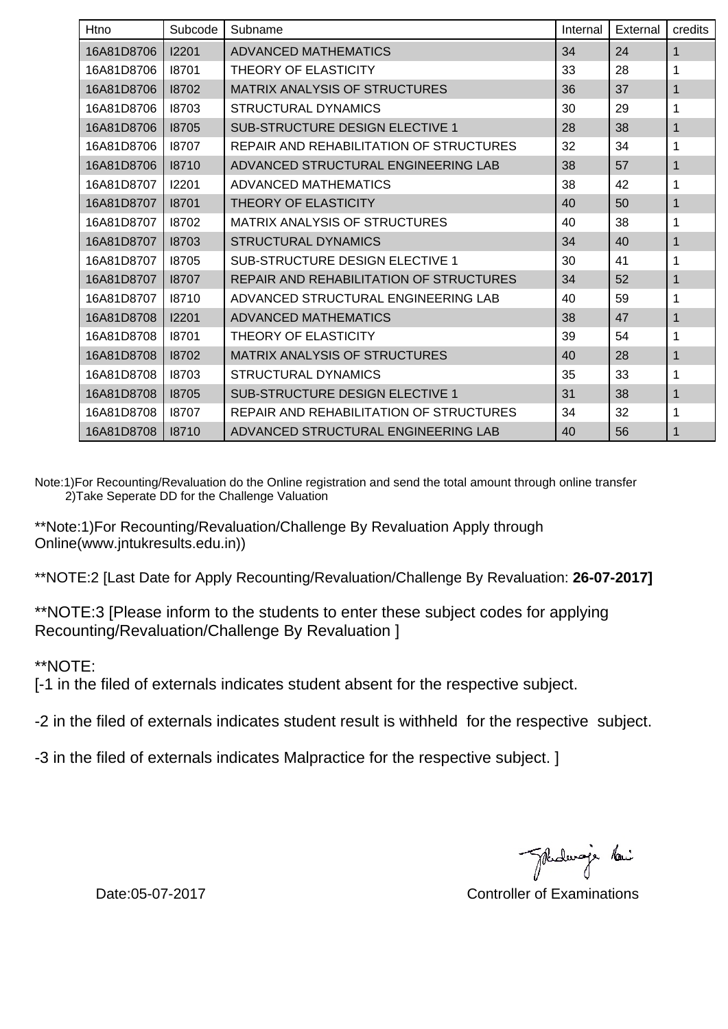| Htno | Subcode | Subname | Internal | External | credits |
|---|---|---|---|---|---|
| 16A81D8706 | I2201 | ADVANCED MATHEMATICS | 34 | 24 | 1 |
| 16A81D8706 | I8701 | THEORY OF ELASTICITY | 33 | 28 | 1 |
| 16A81D8706 | I8702 | MATRIX ANALYSIS OF STRUCTURES | 36 | 37 | 1 |
| 16A81D8706 | I8703 | STRUCTURAL DYNAMICS | 30 | 29 | 1 |
| 16A81D8706 | I8705 | SUB-STRUCTURE DESIGN ELECTIVE 1 | 28 | 38 | 1 |
| 16A81D8706 | I8707 | REPAIR AND REHABILITATION OF STRUCTURES | 32 | 34 | 1 |
| 16A81D8706 | I8710 | ADVANCED STRUCTURAL ENGINEERING LAB | 38 | 57 | 1 |
| 16A81D8707 | I2201 | ADVANCED MATHEMATICS | 38 | 42 | 1 |
| 16A81D8707 | I8701 | THEORY OF ELASTICITY | 40 | 50 | 1 |
| 16A81D8707 | I8702 | MATRIX ANALYSIS OF STRUCTURES | 40 | 38 | 1 |
| 16A81D8707 | I8703 | STRUCTURAL DYNAMICS | 34 | 40 | 1 |
| 16A81D8707 | I8705 | SUB-STRUCTURE DESIGN ELECTIVE 1 | 30 | 41 | 1 |
| 16A81D8707 | I8707 | REPAIR AND REHABILITATION OF STRUCTURES | 34 | 52 | 1 |
| 16A81D8707 | I8710 | ADVANCED STRUCTURAL ENGINEERING LAB | 40 | 59 | 1 |
| 16A81D8708 | I2201 | ADVANCED MATHEMATICS | 38 | 47 | 1 |
| 16A81D8708 | I8701 | THEORY OF ELASTICITY | 39 | 54 | 1 |
| 16A81D8708 | I8702 | MATRIX ANALYSIS OF STRUCTURES | 40 | 28 | 1 |
| 16A81D8708 | I8703 | STRUCTURAL DYNAMICS | 35 | 33 | 1 |
| 16A81D8708 | I8705 | SUB-STRUCTURE DESIGN ELECTIVE 1 | 31 | 38 | 1 |
| 16A81D8708 | I8707 | REPAIR AND REHABILITATION OF STRUCTURES | 34 | 32 | 1 |
| 16A81D8708 | I8710 | ADVANCED STRUCTURAL ENGINEERING LAB | 40 | 56 | 1 |

Note:1)For Recounting/Revaluation do the Online registration and send the total amount through online transfer
2)Take Seperate DD for the Challenge Valuation

**Note:1)For Recounting/Revaluation/Challenge By Revaluation Apply through Online(www.jntukresults.edu.in))

**NOTE:2 [Last Date for Apply Recounting/Revaluation/Challenge By Revaluation: **26-07-2017]**

**NOTE:3 [Please inform to the students to enter these subject codes for applying Recounting/Revaluation/Challenge By Revaluation ]

**NOTE:

[-1 in the filed of externals indicates student absent for the respective subject.

-2 in the filed of externals indicates student result is withheld for the respective subject.

-3 in the filed of externals indicates Malpractice for the respective subject. ]

Date:05-07-2017

Controller of Examinations